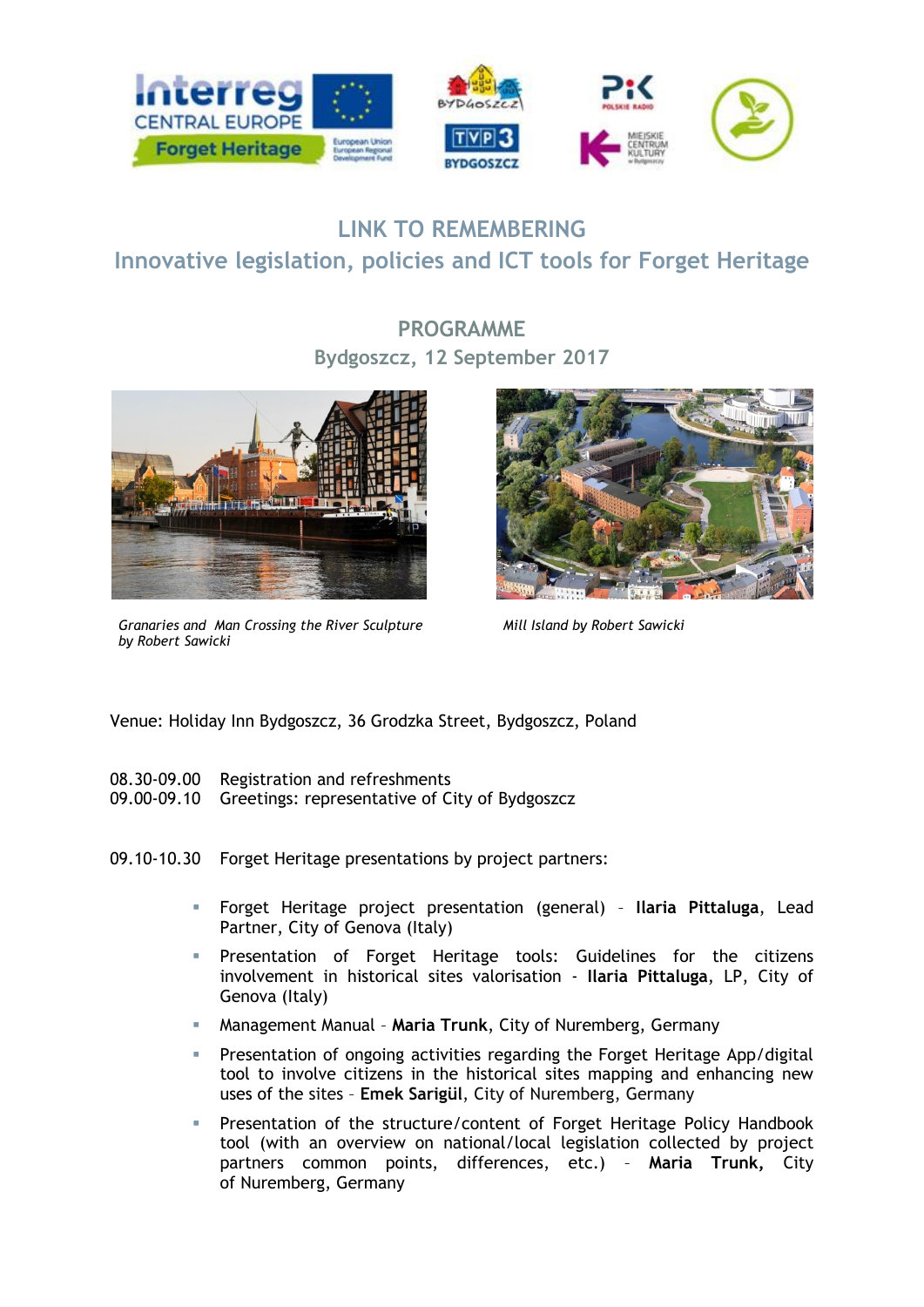# LINK TO REMEMBERING

## Innovative legislation, policies and ICT tools for Forget Heritage

### PROGRAMME

### Bydgoszcz, 12 September 2017

*Granaries and Man Crossing the River Sculpture by Robert Sawicki*

*Mill Island by Robert Sawicki*

Venue: Holiday Inn Bydgoszcz, 36 Grodzka Street, Bydgoszcz, Poland

08.30-09.00 Registration and refreshments
09.00-09.10 Greetings: representative of City of Bydgoszcz

09.10-10.30 Forget Heritage presentations by project partners:

- Forget Heritage project presentation (general) – **Ilaria Pittaluga**, Lead Partner, City of Genova (Italy)
- Presentation of Forget Heritage tools: Guidelines for the citizens involvement in historical sites valorisation - **Ilaria Pittaluga**, LP, City of Genova (Italy)
- Management Manual – **Maria Trunk**, City of Nuremberg, Germany
- Presentation of ongoing activities regarding the Forget Heritage App/digital tool to involve citizens in the historical sites mapping and enhancing new uses of the sites – **Emek Sarigül**, City of Nuremberg, Germany
- Presentation of the structure/content of Forget Heritage Policy Handbook tool (with an overview on national/local legislation collected by project partners common points, differences, etc.) – **Maria Trunk,** City of Nuremberg, Germany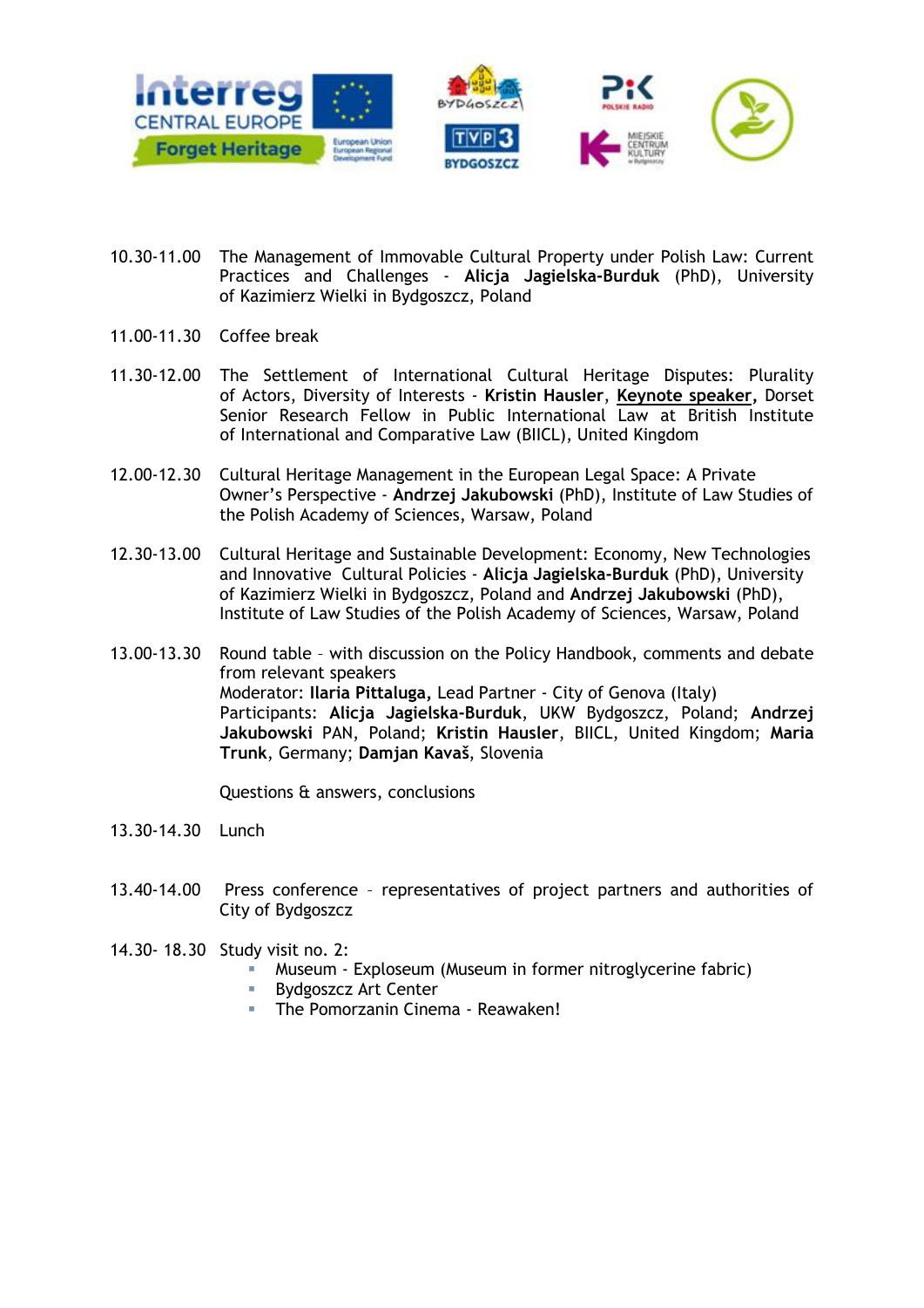10.30-11.00 The Management of Immovable Cultural Property under Polish Law: Current Practices and Challenges - **Alicja Jagielska-Burduk** (PhD), University of Kazimierz Wielki in Bydgoszcz, Poland

11.00-11.30 Coffee break

11.30-12.00 The Settlement of International Cultural Heritage Disputes: Plurality of Actors, Diversity of Interests - **Kristin Hausler**, **Keynote speaker,** Dorset Senior Research Fellow in Public International Law at British Institute of International and Comparative Law (BIICL), United Kingdom

12.00-12.30 Cultural Heritage Management in the European Legal Space: A Private Owner's Perspective - **Andrzej Jakubowski** (PhD), Institute of Law Studies of the Polish Academy of Sciences, Warsaw, Poland

12.30-13.00 Cultural Heritage and Sustainable Development: Economy, New Technologies and Innovative Cultural Policies - **Alicja Jagielska-Burduk** (PhD), University of Kazimierz Wielki in Bydgoszcz, Poland and **Andrzej Jakubowski** (PhD), Institute of Law Studies of the Polish Academy of Sciences, Warsaw, Poland

13.00-13.30 Round table – with discussion on the Policy Handbook, comments and debate from relevant speakers
Moderator: **Ilaria Pittaluga,** Lead Partner - City of Genova (Italy)
Participants: **Alicja Jagielska-Burduk**, UKW Bydgoszcz, Poland; **Andrzej Jakubowski** PAN, Poland; **Kristin Hausler**, BIICL, United Kingdom; **Maria Trunk**, Germany; **Damjan Kavaš**, Slovenia

Questions & answers, conclusions

13.30-14.30 Lunch

13.40-14.00 Press conference – representatives of project partners and authorities of City of Bydgoszcz

14.30- 18.30 Study visit no. 2:

- Museum - Exploseum (Museum in former nitroglycerine fabric)
- Bydgoszcz Art Center
- The Pomorzanin Cinema - Reawaken!